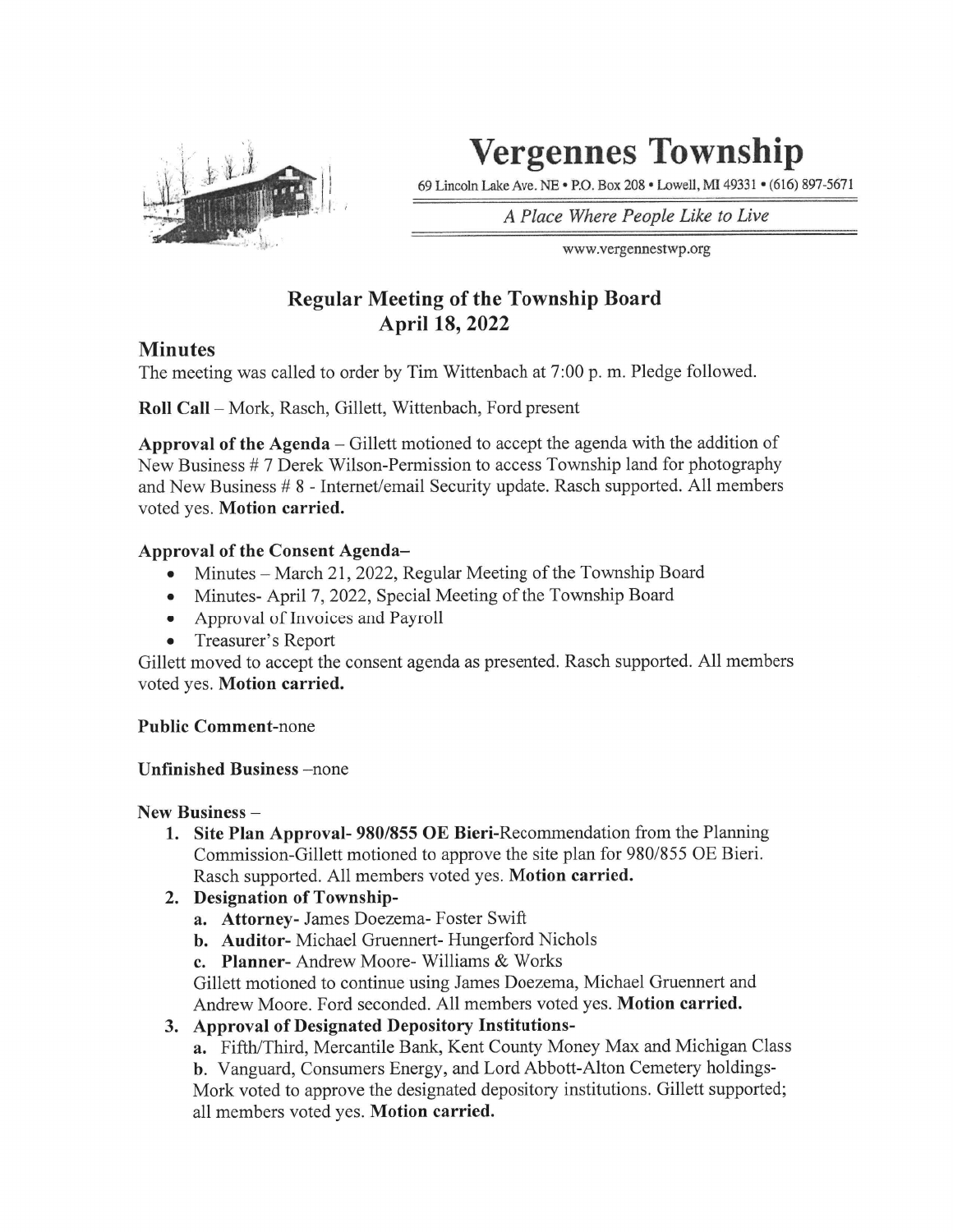# Vergennes Township

69 Lincoln Lake Ave. NE • P.O. Box 208 • Lowell, MI 49331 • (616) 897-5671

*A Place Where People Like to Live*

www.vergennestwp.org

## Regular Meeting of the Township Board
## April 18, 2022

### Minutes

The meeting was called to order by Tim Wittenbach at 7:00 p. m. Pledge followed.

**Roll Call** – Mork, Rasch, Gillett, Wittenbach, Ford present

**Approval of the Agenda** – Gillett motioned to accept the agenda with the addition of New Business # 7 Derek Wilson-Permission to access Township land for photography and New Business # 8 - Internet/email Security update. Rasch supported. All members voted yes. **Motion carried.**

**Approval of the Consent Agenda–**

- Minutes – March 21, 2022, Regular Meeting of the Township Board
- Minutes- April 7, 2022, Special Meeting of the Township Board
- Approval of Invoices and Payroll
- Treasurer's Report

Gillett moved to accept the consent agenda as presented. Rasch supported. All members voted yes. **Motion carried.**

**Public Comment**-none

**Unfinished Business** –none

**New Business** –

1. **Site Plan Approval- 980/855 OE Bieri**-Recommendation from the Planning Commission-Gillett motioned to approve the site plan for 980/855 OE Bieri. Rasch supported. All members voted yes. **Motion carried.**
2. **Designation of Township-**
   a. **Attorney-** James Doezema- Foster Swift
   b. **Auditor-** Michael Gruennert- Hungerford Nichols
   c. **Planner-** Andrew Moore- Williams & Works
   Gillett motioned to continue using James Doezema, Michael Gruennert and Andrew Moore. Ford seconded. All members voted yes. **Motion carried.**
3. **Approval of Designated Depository Institutions-**
   a. Fifth/Third, Mercantile Bank, Kent County Money Max and Michigan Class
   b. Vanguard, Consumers Energy, and Lord Abbott-Alton Cemetery holdings-
   Mork voted to approve the designated depository institutions. Gillett supported; all members voted yes. **Motion carried.**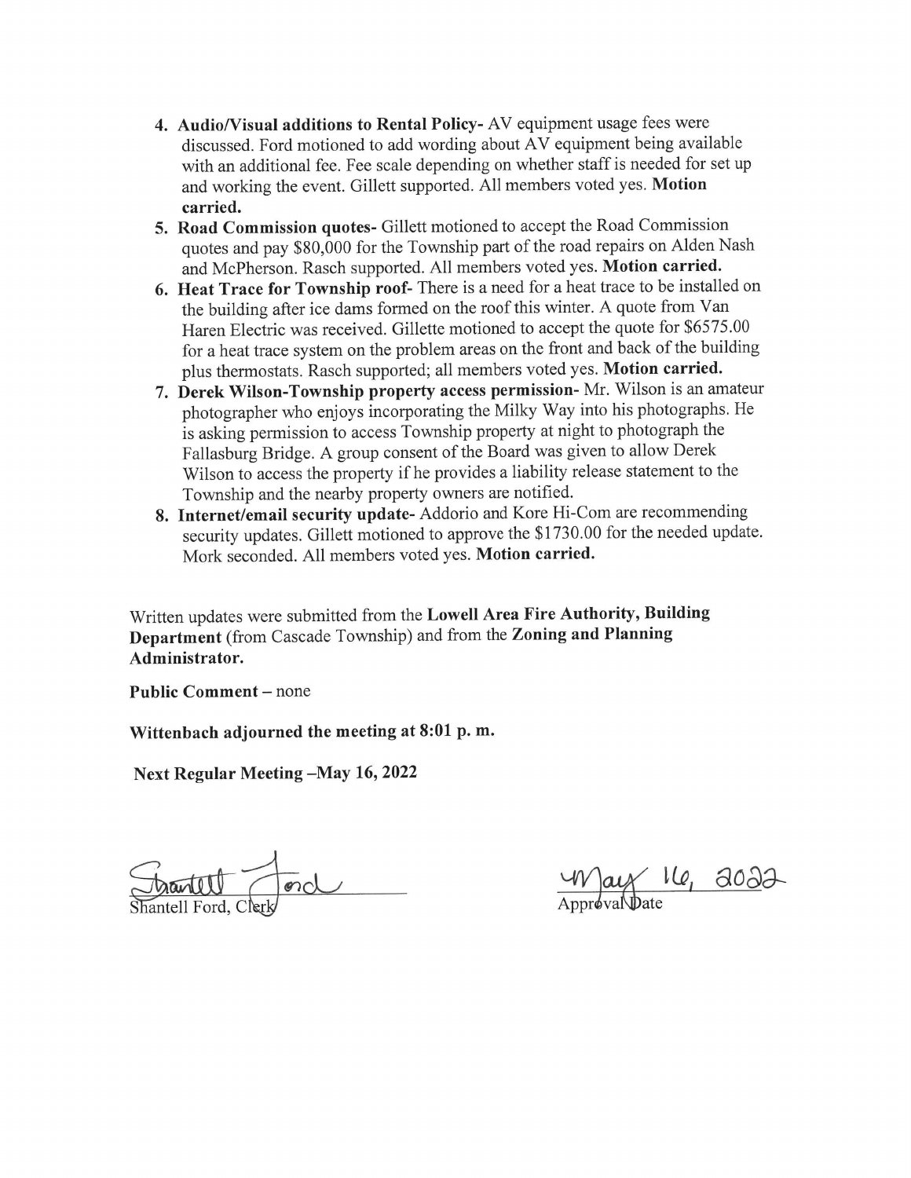4. **Audio/Visual additions to Rental Policy-** AV equipment usage fees were discussed. Ford motioned to add wording about AV equipment being available with an additional fee. Fee scale depending on whether staff is needed for set up and working the event. Gillett supported. All members voted yes. **Motion carried.**
5. **Road Commission quotes-** Gillett motioned to accept the Road Commission quotes and pay $80,000 for the Township part of the road repairs on Alden Nash and McPherson. Rasch supported. All members voted yes. **Motion carried.**
6. **Heat Trace for Township roof-** There is a need for a heat trace to be installed on the building after ice dams formed on the roof this winter. A quote from Van Haren Electric was received. Gillette motioned to accept the quote for $6575.00 for a heat trace system on the problem areas on the front and back of the building plus thermostats. Rasch supported; all members voted yes. **Motion carried.**
7. **Derek Wilson-Township property access permission-** Mr. Wilson is an amateur photographer who enjoys incorporating the Milky Way into his photographs. He is asking permission to access Township property at night to photograph the Fallasburg Bridge. A group consent of the Board was given to allow Derek Wilson to access the property if he provides a liability release statement to the Township and the nearby property owners are notified.
8. **Internet/email security update-** Addorio and Kore Hi-Com are recommending security updates. Gillett motioned to approve the $1730.00 for the needed update. Mork seconded. All members voted yes. **Motion carried.**

Written updates were submitted from the **Lowell Area Fire Authority, Building Department** (from Cascade Township) and from the **Zoning and Planning Administrator.**

**Public Comment** – none

**Wittenbach adjourned the meeting at 8:01 p. m.**

**Next Regular Meeting –May 16, 2022**

Shantell Ford, Clerk

May 16, 2022
Approval Date